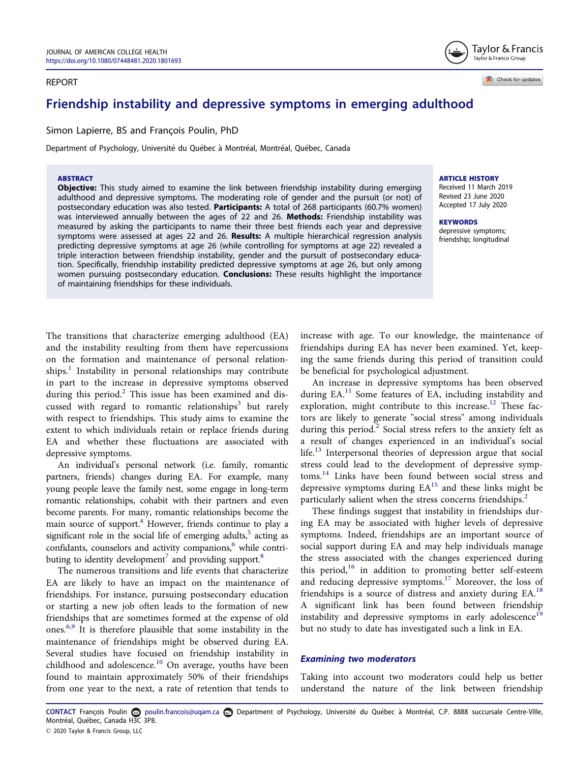REPORT

# Friendship instability and depressive symptoms in emerging adulthood

Simon Lapierre, BS and François Poulin, PhD

Department of Psychology, Université du Québec à Montréal, Montréal, Québec, Canada

**ABSTRACT**

**Objective:** This study aimed to examine the link between friendship instability during emerging adulthood and depressive symptoms. The moderating role of gender and the pursuit (or not) of postsecondary education was also tested. **Participants:** A total of 268 participants (60.7% women) was interviewed annually between the ages of 22 and 26. **Methods:** Friendship instability was measured by asking the participants to name their three best friends each year and depressive symptoms were assessed at ages 22 and 26. **Results:** A multiple hierarchical regression analysis predicting depressive symptoms at age 26 (while controlling for symptoms at age 22) revealed a triple interaction between friendship instability, gender and the pursuit of postsecondary education. Specifically, friendship instability predicted depressive symptoms at age 26, but only among women pursuing postsecondary education. **Conclusions:** These results highlight the importance of maintaining friendships for these individuals.

**ARTICLE HISTORY**
Received 11 March 2019
Revised 23 June 2020
Accepted 17 July 2020

**KEYWORDS**
depressive symptoms; friendship; longitudinal

The transitions that characterize emerging adulthood (EA) and the instability resulting from them have repercussions on the formation and maintenance of personal relationships.[1] Instability in personal relationships may contribute in part to the increase in depressive symptoms observed during this period.[2] This issue has been examined and discussed with regard to romantic relationships[3] but rarely with respect to friendships. This study aims to examine the extent to which individuals retain or replace friends during EA and whether these fluctuations are associated with depressive symptoms.

An individual's personal network (i.e. family, romantic partners, friends) changes during EA. For example, many young people leave the family nest, some engage in long-term romantic relationships, cohabit with their partners and even become parents. For many, romantic relationships become the main source of support.[4] However, friends continue to play a significant role in the social life of emerging adults,[5] acting as confidants, counselors and activity companions,[6] while contributing to identity development[7] and providing support.[8]

The numerous transitions and life events that characterize EA are likely to have an impact on the maintenance of friendships. For instance, pursuing postsecondary education or starting a new job often leads to the formation of new friendships that are sometimes formed at the expense of old ones.[6,9] It is therefore plausible that some instability in the maintenance of friendships might be observed during EA. Several studies have focused on friendship instability in childhood and adolescence.[10] On average, youths have been found to maintain approximately 50% of their friendships from one year to the next, a rate of retention that tends to increase with age. To our knowledge, the maintenance of friendships during EA has never been examined. Yet, keeping the same friends during this period of transition could be beneficial for psychological adjustment.

An increase in depressive symptoms has been observed during EA.[11] Some features of EA, including instability and exploration, might contribute to this increase.[12] These factors are likely to generate "social stress" among individuals during this period.[2] Social stress refers to the anxiety felt as a result of changes experienced in an individual's social life.[13] Interpersonal theories of depression argue that social stress could lead to the development of depressive symptoms.[14] Links have been found between social stress and depressive symptoms during EA[15] and these links might be particularly salient when the stress concerns friendships.[2]

These findings suggest that instability in friendships during EA may be associated with higher levels of depressive symptoms. Indeed, friendships are an important source of social support during EA and may help individuals manage the stress associated with the changes experienced during this period,[16] in addition to promoting better self-esteem and reducing depressive symptoms.[17] Moreover, the loss of friendships is a source of distress and anxiety during EA.[18] A significant link has been found between friendship instability and depressive symptoms in early adolescence[19] but no study to date has investigated such a link in EA.

### *Examining two moderators*

Taking into account two moderators could help us better understand the nature of the link between friendship

**CONTACT** François Poulin poulin.francois@uqam.ca Department of Psychology, Université du Québec à Montréal, C.P. 8888 succursale Centre-Ville, Montréal, Québec, Canada H3C 3P8.
© 2020 Taylor & Francis Group, LLC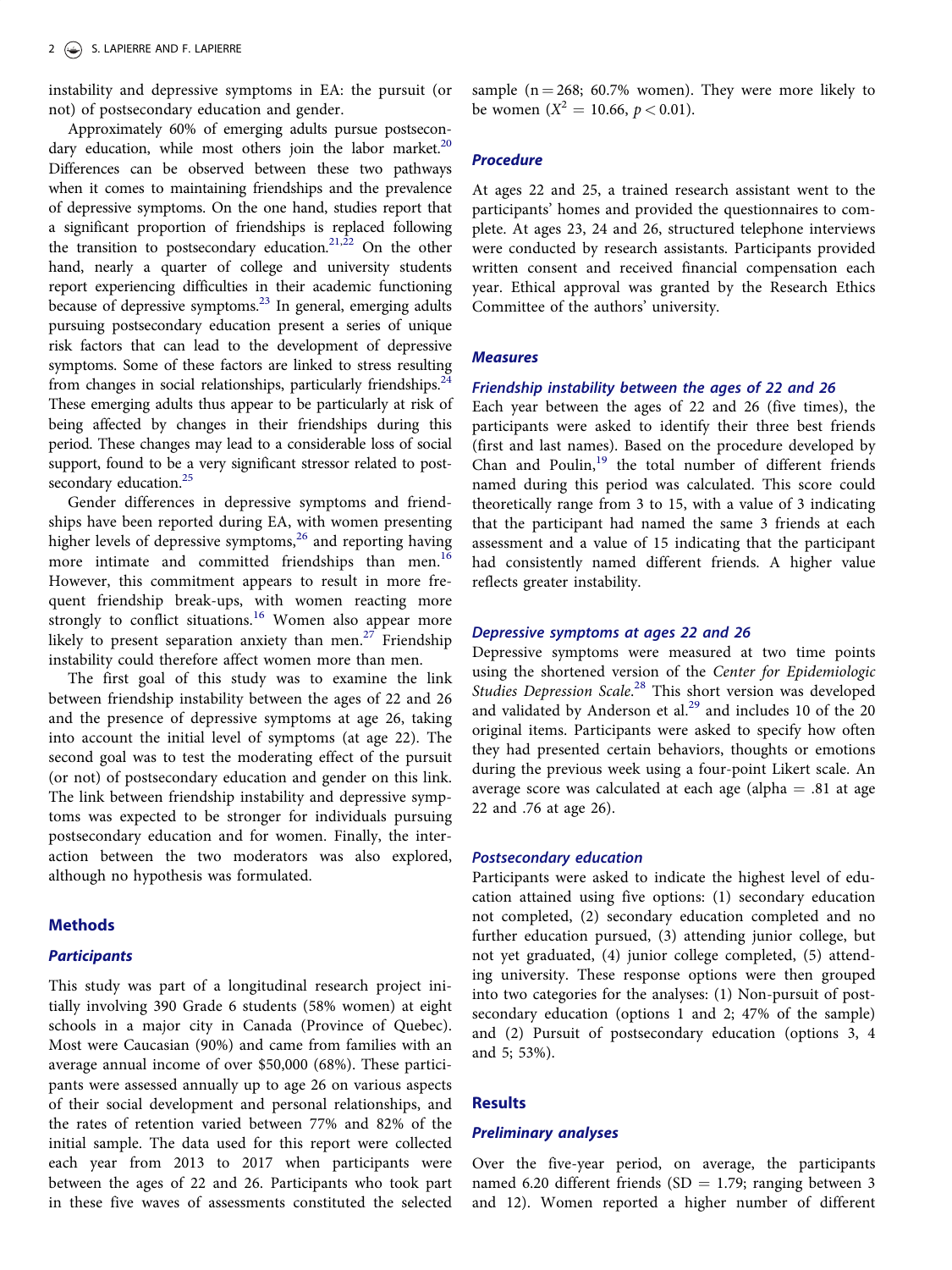instability and depressive symptoms in EA: the pursuit (or not) of postsecondary education and gender.

Approximately 60% of emerging adults pursue postsecondary education, while most others join the labor market.[20] Differences can be observed between these two pathways when it comes to maintaining friendships and the prevalence of depressive symptoms. On the one hand, studies report that a significant proportion of friendships is replaced following the transition to postsecondary education.[21,22] On the other hand, nearly a quarter of college and university students report experiencing difficulties in their academic functioning because of depressive symptoms.[23] In general, emerging adults pursuing postsecondary education present a series of unique risk factors that can lead to the development of depressive symptoms. Some of these factors are linked to stress resulting from changes in social relationships, particularly friendships.[24] These emerging adults thus appear to be particularly at risk of being affected by changes in their friendships during this period. These changes may lead to a considerable loss of social support, found to be a very significant stressor related to postsecondary education.[25]

Gender differences in depressive symptoms and friendships have been reported during EA, with women presenting higher levels of depressive symptoms,[26] and reporting having more intimate and committed friendships than men.[16] However, this commitment appears to result in more frequent friendship break-ups, with women reacting more strongly to conflict situations.[16] Women also appear more likely to present separation anxiety than men.[27] Friendship instability could therefore affect women more than men.

The first goal of this study was to examine the link between friendship instability between the ages of 22 and 26 and the presence of depressive symptoms at age 26, taking into account the initial level of symptoms (at age 22). The second goal was to test the moderating effect of the pursuit (or not) of postsecondary education and gender on this link. The link between friendship instability and depressive symptoms was expected to be stronger for individuals pursuing postsecondary education and for women. Finally, the interaction between the two moderators was also explored, although no hypothesis was formulated.

## Methods

### Participants

This study was part of a longitudinal research project initially involving 390 Grade 6 students (58% women) at eight schools in a major city in Canada (Province of Quebec). Most were Caucasian (90%) and came from families with an average annual income of over $50,000 (68%). These participants were assessed annually up to age 26 on various aspects of their social development and personal relationships, and the rates of retention varied between 77% and 82% of the initial sample. The data used for this report were collected each year from 2013 to 2017 when participants were between the ages of 22 and 26. Participants who took part in these five waves of assessments constituted the selected sample ($n = 268$; 60.7% women). They were more likely to be women ($X^2 = 10.66$, $p < 0.01$).

### Procedure

At ages 22 and 25, a trained research assistant went to the participants' homes and provided the questionnaires to complete. At ages 23, 24 and 26, structured telephone interviews were conducted by research assistants. Participants provided written consent and received financial compensation each year. Ethical approval was granted by the Research Ethics Committee of the authors' university.

### Measures

#### Friendship instability between the ages of 22 and 26

Each year between the ages of 22 and 26 (five times), the participants were asked to identify their three best friends (first and last names). Based on the procedure developed by Chan and Poulin,[19] the total number of different friends named during this period was calculated. This score could theoretically range from 3 to 15, with a value of 3 indicating that the participant had named the same 3 friends at each assessment and a value of 15 indicating that the participant had consistently named different friends. A higher value reflects greater instability.

#### Depressive symptoms at ages 22 and 26

Depressive symptoms were measured at two time points using the shortened version of the *Center for Epidemiologic Studies Depression Scale*.[28] This short version was developed and validated by Anderson et al.[29] and includes 10 of the 20 original items. Participants were asked to specify how often they had presented certain behaviors, thoughts or emotions during the previous week using a four-point Likert scale. An average score was calculated at each age (alpha = .81 at age 22 and .76 at age 26).

#### Postsecondary education

Participants were asked to indicate the highest level of education attained using five options: (1) secondary education not completed, (2) secondary education completed and no further education pursued, (3) attending junior college, but not yet graduated, (4) junior college completed, (5) attending university. These response options were then grouped into two categories for the analyses: (1) Non-pursuit of postsecondary education (options 1 and 2; 47% of the sample) and (2) Pursuit of postsecondary education (options 3, 4 and 5; 53%).

## Results

### Preliminary analyses

Over the five-year period, on average, the participants named 6.20 different friends (SD = 1.79; ranging between 3 and 12). Women reported a higher number of different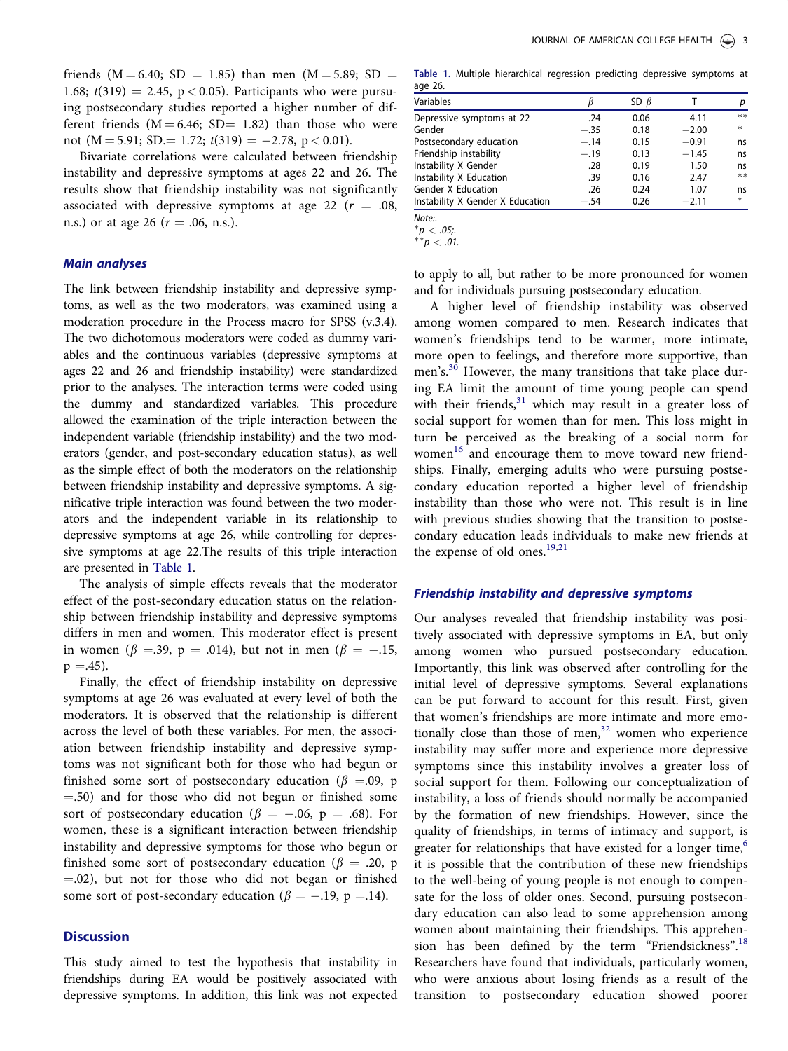friends (M = 6.40; SD = 1.85) than men (M = 5.89; SD = 1.68; $t(319) = 2.45$, $p < 0.05$). Participants who were pursuing postsecondary studies reported a higher number of different friends (M = 6.46; SD= 1.82) than those who were not (M = 5.91; SD.= 1.72; $t(319) = -2.78$, $p < 0.01$).

Bivariate correlations were calculated between friendship instability and depressive symptoms at ages 22 and 26. The results show that friendship instability was not significantly associated with depressive symptoms at age 22 ($r = .08$, n.s.) or at age 26 ($r = .06$, n.s.).

### *Main analyses*

The link between friendship instability and depressive symptoms, as well as the two moderators, was examined using a moderation procedure in the Process macro for SPSS (v.3.4). The two dichotomous moderators were coded as dummy variables and the continuous variables (depressive symptoms at ages 22 and 26 and friendship instability) were standardized prior to the analyses. The interaction terms were coded using the dummy and standardized variables. This procedure allowed the examination of the triple interaction between the independent variable (friendship instability) and the two moderators (gender, and post-secondary education status), as well as the simple effect of both the moderators on the relationship between friendship instability and depressive symptoms. A significative triple interaction was found between the two moderators and the independent variable in its relationship to depressive symptoms at age 26, while controlling for depressive symptoms at age 22.The results of this triple interaction are presented in Table 1.

**Table 1.** Multiple hierarchical regression predicting depressive symptoms at age 26.

| Variables | $\beta$ | SD $\beta$ | T | $p$ |
|---|---|---|---|---|
| Depressive symptoms at 22 | .24 | 0.06 | 4.11 | ** |
| Gender | −.35 | 0.18 | −2.00 | * |
| Postsecondary education | −.14 | 0.15 | −0.91 | ns |
| Friendship instability | −.19 | 0.13 | −1.45 | ns |
| Instability X Gender | .28 | 0.19 | 1.50 | ns |
| Instability X Education | .39 | 0.16 | 2.47 | ** |
| Gender X Education | .26 | 0.24 | 1.07 | ns |
| Instability X Gender X Education | −.54 | 0.26 | −2.11 | * |

*Note:*.
$^{*}p < .05$;.
$^{**}p < .01$.

The analysis of simple effects reveals that the moderator effect of the post-secondary education status on the relationship between friendship instability and depressive symptoms differs in men and women. This moderator effect is present in women ($\beta = .39$, $p = .014$), but not in men ($\beta = -.15$, $p = .45$).

Finally, the effect of friendship instability on depressive symptoms at age 26 was evaluated at every level of both the moderators. It is observed that the relationship is different across the level of both these variables. For men, the association between friendship instability and depressive symptoms was not significant both for those who had begun or finished some sort of postsecondary education ($\beta = .09$, $p = .50$) and for those who did not begun or finished some sort of postsecondary education ($\beta = -.06$, $p = .68$). For women, these is a significant interaction between friendship instability and depressive symptoms for those who begun or finished some sort of postsecondary education ($\beta = .20$, $p = .02$), but not for those who did not began or finished some sort of post-secondary education ($\beta = -.19$, $p = .14$).

## Discussion

This study aimed to test the hypothesis that instability in friendships during EA would be positively associated with depressive symptoms. In addition, this link was not expected to apply to all, but rather to be more pronounced for women and for individuals pursuing postsecondary education.

A higher level of friendship instability was observed among women compared to men. Research indicates that women's friendships tend to be warmer, more intimate, more open to feelings, and therefore more supportive, than men's.[30] However, the many transitions that take place during EA limit the amount of time young people can spend with their friends,[31] which may result in a greater loss of social support for women than for men. This loss might in turn be perceived as the breaking of a social norm for women[16] and encourage them to move toward new friendships. Finally, emerging adults who were pursuing postsecondary education reported a higher level of friendship instability than those who were not. This result is in line with previous studies showing that the transition to postsecondary education leads individuals to make new friends at the expense of old ones.[19,21]

### *Friendship instability and depressive symptoms*

Our analyses revealed that friendship instability was positively associated with depressive symptoms in EA, but only among women who pursued postsecondary education. Importantly, this link was observed after controlling for the initial level of depressive symptoms. Several explanations can be put forward to account for this result. First, given that women's friendships are more intimate and more emotionally close than those of men,[32] women who experience instability may suffer more and experience more depressive symptoms since this instability involves a greater loss of social support for them. Following our conceptualization of instability, a loss of friends should normally be accompanied by the formation of new friendships. However, since the quality of friendships, in terms of intimacy and support, is greater for relationships that have existed for a longer time,[6] it is possible that the contribution of these new friendships to the well-being of young people is not enough to compensate for the loss of older ones. Second, pursuing postsecondary education can also lead to some apprehension among women about maintaining their friendships. This apprehension has been defined by the term "Friendsickness".[18] Researchers have found that individuals, particularly women, who were anxious about losing friends as a result of the transition to postsecondary education showed poorer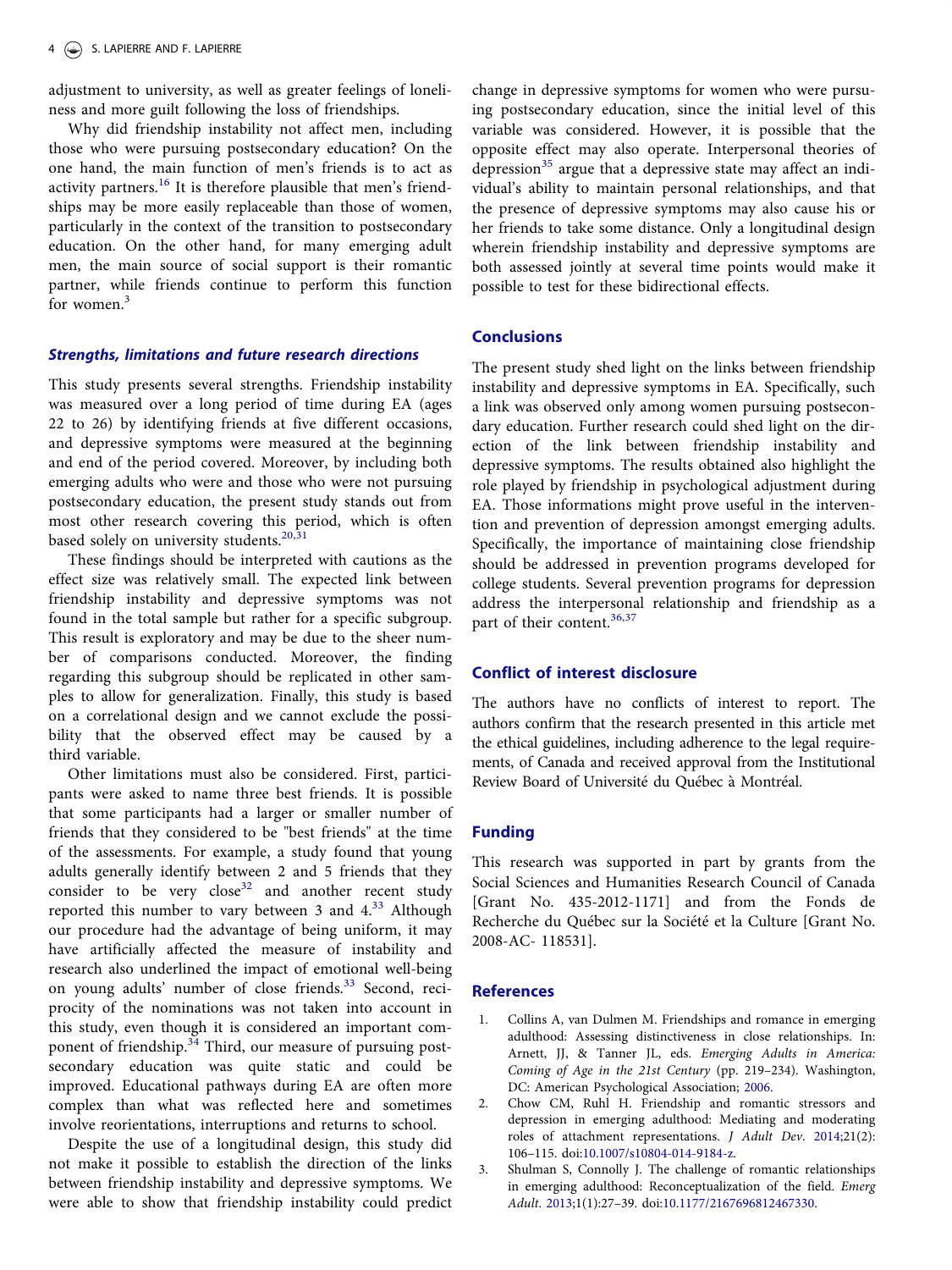adjustment to university, as well as greater feelings of loneliness and more guilt following the loss of friendships.

Why did friendship instability not affect men, including those who were pursuing postsecondary education? On the one hand, the main function of men's friends is to act as activity partners.[16] It is therefore plausible that men's friendships may be more easily replaceable than those of women, particularly in the context of the transition to postsecondary education. On the other hand, for many emerging adult men, the main source of social support is their romantic partner, while friends continue to perform this function for women.[3]

### Strengths, limitations and future research directions

This study presents several strengths. Friendship instability was measured over a long period of time during EA (ages 22 to 26) by identifying friends at five different occasions, and depressive symptoms were measured at the beginning and end of the period covered. Moreover, by including both emerging adults who were and those who were not pursuing postsecondary education, the present study stands out from most other research covering this period, which is often based solely on university students.[20,31]

These findings should be interpreted with cautions as the effect size was relatively small. The expected link between friendship instability and depressive symptoms was not found in the total sample but rather for a specific subgroup. This result is exploratory and may be due to the sheer number of comparisons conducted. Moreover, the finding regarding this subgroup should be replicated in other samples to allow for generalization. Finally, this study is based on a correlational design and we cannot exclude the possibility that the observed effect may be caused by a third variable.

Other limitations must also be considered. First, participants were asked to name three best friends. It is possible that some participants had a larger or smaller number of friends that they considered to be "best friends" at the time of the assessments. For example, a study found that young adults generally identify between 2 and 5 friends that they consider to be very close[32] and another recent study reported this number to vary between 3 and 4.[33] Although our procedure had the advantage of being uniform, it may have artificially affected the measure of instability and research also underlined the impact of emotional well-being on young adults' number of close friends.[33] Second, reciprocity of the nominations was not taken into account in this study, even though it is considered an important component of friendship.[34] Third, our measure of pursuing postsecondary education was quite static and could be improved. Educational pathways during EA are often more complex than what was reflected here and sometimes involve reorientations, interruptions and returns to school.

Despite the use of a longitudinal design, this study did not make it possible to establish the direction of the links between friendship instability and depressive symptoms. We were able to show that friendship instability could predict change in depressive symptoms for women who were pursuing postsecondary education, since the initial level of this variable was considered. However, it is possible that the opposite effect may also operate. Interpersonal theories of depression[35] argue that a depressive state may affect an individual's ability to maintain personal relationships, and that the presence of depressive symptoms may also cause his or her friends to take some distance. Only a longitudinal design wherein friendship instability and depressive symptoms are both assessed jointly at several time points would make it possible to test for these bidirectional effects.

## Conclusions

The present study shed light on the links between friendship instability and depressive symptoms in EA. Specifically, such a link was observed only among women pursuing postsecondary education. Further research could shed light on the direction of the link between friendship instability and depressive symptoms. The results obtained also highlight the role played by friendship in psychological adjustment during EA. Those informations might prove useful in the intervention and prevention of depression amongst emerging adults. Specifically, the importance of maintaining close friendship should be addressed in prevention programs developed for college students. Several prevention programs for depression address the interpersonal relationship and friendship as a part of their content.[36,37]

## Conflict of interest disclosure

The authors have no conflicts of interest to report. The authors confirm that the research presented in this article met the ethical guidelines, including adherence to the legal requirements, of Canada and received approval from the Institutional Review Board of Université du Québec à Montréal.

## Funding

This research was supported in part by grants from the Social Sciences and Humanities Research Council of Canada [Grant No. 435-2012-1171] and from the Fonds de Recherche du Québec sur la Société et la Culture [Grant No. 2008-AC- 118531].

## References

1. Collins A, van Dulmen M. Friendships and romance in emerging adulthood: Assessing distinctiveness in close relationships. In: Arnett, JJ, & Tanner JL, eds. *Emerging Adults in America: Coming of Age in the 21st Century* (pp. 219–234). Washington, DC: American Psychological Association; 2006.
2. Chow CM, Ruhl H. Friendship and romantic stressors and depression in emerging adulthood: Mediating and moderating roles of attachment representations. *J Adult Dev*. 2014;21(2): 106–115. doi:10.1007/s10804-014-9184-z.
3. Shulman S, Connolly J. The challenge of romantic relationships in emerging adulthood: Reconceptualization of the field. *Emerg Adult*. 2013;1(1):27–39. doi:10.1177/2167696812467330.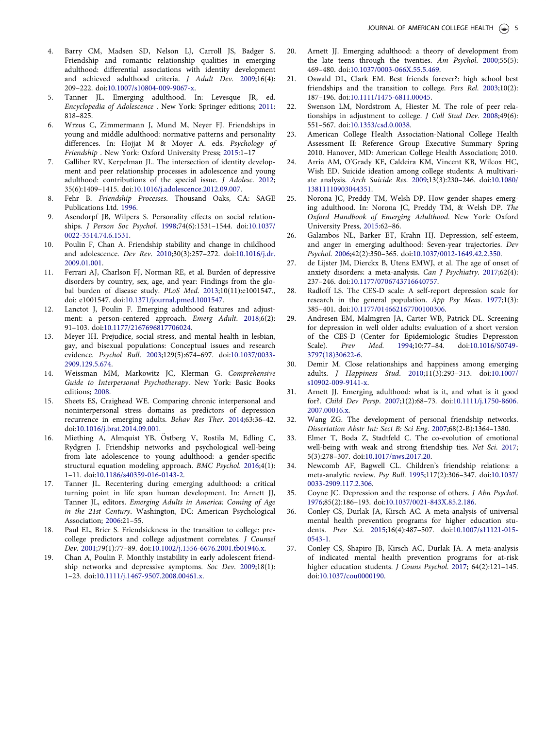4. Barry CM, Madsen SD, Nelson LJ, Carroll JS, Badger S. Friendship and romantic relationship qualities in emerging adulthood: differential associations with identity development and achieved adulthood criteria. *J Adult Dev*. 2009;16(4): 209–222. doi:10.1007/s10804-009-9067-x.
5. Tanner JL. Emerging adulthood. In: Levesque JR, ed. *Encyclopedia of Adolescence* . New York: Springer editions; 2011: 818–825.
6. Wrzus C, Zimmermann J, Mund M, Neyer FJ. Friendships in young and middle adulthood: normative patterns and personality differences. In: Hojjat M & Moyer A. eds. *Psychology of Friendship* . New York: Oxford University Press; 2015:1–17
7. Galliher RV, Kerpelman JL. The intersection of identity development and peer relationship processes in adolescence and young adulthood: contributions of the special issue. *J Adolesc*. 2012; 35(6):1409–1415. doi:10.1016/j.adolescence.2012.09.007.
8. Fehr B. *Friendship Processes*. Thousand Oaks, CA: SAGE Publications Ltd. 1996.
9. Asendorpf JB, Wilpers S. Personality effects on social relationships. *J Person Soc Psychol*. 1998;74(6):1531–1544. doi:10.1037/0022-3514.74.6.1531.
10. Poulin F, Chan A. Friendship stability and change in childhood and adolescence. *Dev Rev*. 2010;30(3):257–272. doi:10.1016/j.dr.2009.01.001.
11. Ferrari AJ, Charlson FJ, Norman RE, et al. Burden of depressive disorders by country, sex, age, and year: Findings from the global burden of disease study. *PLoS Med*. 2013;10(11):e1001547., doi: e1001547. doi:10.1371/journal.pmed.1001547.
12. Lanctot J, Poulin F. Emerging adulthood features and adjustment: a person-centered approach. *Emerg Adult*. 2018;6(2): 91–103. doi:10.1177/2167696817706024.
13. Meyer IH. Prejudice, social stress, and mental health in lesbian, gay, and bisexual populations: Conceptual issues and research evidence. *Psychol Bull*. 2003;129(5):674–697. doi:10.1037/0033-2909.129.5.674.
14. Weissman MM, Markowitz JC, Klerman G. *Comprehensive Guide to Interpersonal Psychotherapy*. New York: Basic Books editions; 2008.
15. Sheets ES, Craighead WE. Comparing chronic interpersonal and noninterpersonal stress domains as predictors of depression recurrence in emerging adults. *Behav Res Ther*. 2014;63:36–42. doi:10.1016/j.brat.2014.09.001.
16. Miething A, Almquist YB, Östberg V, Rostila M, Edling C, Rydgren J. Friendship networks and psychological well-being from late adolescence to young adulthood: a gender-specific structural equation modeling approach. *BMC Psychol*. 2016;4(1): 1–11. doi:10.1186/s40359-016-0143-2.
17. Tanner JL. Recentering during emerging adulthood: a critical turning point in life span human development. In: Arnett JJ, Tanner JL, editors. *Emerging Adults in America: Coming of Age in the 21st Century*. Washington, DC: American Psychological Association; 2006:21–55.
18. Paul EL, Brier S. Friendsickness in the transition to college: precollege predictors and college adjustment correlates. *J Counsel Dev*. 2001;79(1):77–89. doi:10.1002/j.1556-6676.2001.tb01946.x.
19. Chan A, Poulin F. Monthly instability in early adolescent friendship networks and depressive symptoms. *Soc Dev*. 2009;18(1): 1–23. doi:10.1111/j.1467-9507.2008.00461.x.
20. Arnett JJ. Emerging adulthood: a theory of development from the late teens through the twenties. *Am Psychol*. 2000;55(5): 469–480. doi:10.1037/0003-066X.55.5.469.
21. Oswald DL, Clark EM. Best friends forever?: high school best friendships and the transition to college. *Pers Rel*. 2003;10(2): 187–196. doi:10.1111/1475-6811.00045.
22. Swenson LM, Nordstrom A, Hiester M. The role of peer relationships in adjustment to college. *J Coll Stud Dev*. 2008;49(6): 551–567. doi:10.1353/csd.0.0038.
23. American College Health Association-National College Health Assessment II: Reference Group Executive Summary Spring 2010. Hanover, MD: American College Health Association; 2010.
24. Arria AM, O'Grady KE, Caldeira KM, Vincent KB, Wilcox HC, Wish ED. Suicide ideation among college students: A multivariate analysis. *Arch Suicide Res*. 2009;13(3):230–246. doi:10.1080/13811110903044351.
25. Norona JC, Preddy TM, Welsh DP. How gender shapes emerging adulthood. In: Norona JC, Preddy TM, & Welsh DP. *The Oxford Handbook of Emerging Adulthood*. New York: Oxford University Press, 2015:62–86.
26. Galambos NL, Barker ET, Krahn HJ. Depression, self-esteem, and anger in emerging adulthood: Seven-year trajectories. *Dev Psychol*. 2006;42(2):350–365. doi:10.1037/0012-1649.42.2.350.
27. de Lijster JM, Dierckx B, Utens EMWJ, et al. The age of onset of anxiety disorders: a meta-analysis. *Can J Psychiatry*. 2017;62(4): 237–246. doi:10.1177/0706743716640757.
28. Radloff LS. The CES-D scale: A self-report depression scale for research in the general population. *App Psy Meas*. 1977;1(3): 385–401. doi:10.1177/014662167700100306.
29. Andresen EM, Malmgren JA, Carter WB, Patrick DL. Screening for depression in well older adults: evaluation of a short version of the CES-D (Center for Epidemiologic Studies Depression Scale). *Prev Med*. 1994;10:77–84. doi:10.1016/S0749-3797(18)30622-6.
30. Demir M. Close relationships and happiness among emerging adults. *J Happiness Stud*. 2010;11(3):293–313. doi:10.1007/s10902-009-9141-x.
31. Arnett JJ. Emerging adulthood: what is it, and what is it good for?. *Child Dev Persp*. 2007;1(2):68–73. doi:10.1111/j.1750-8606.2007.00016.x.
32. Wang ZG. The development of personal friendship networks. *Dissertation Abstr Int: Sect B: Sci Eng*. 2007;68(2-B):1364–1380.
33. Elmer T, Boda Z, Stadtfeld C. The co-evolution of emotional well-being with weak and strong friendship ties. *Net Sci*. 2017; 5(3):278–307. doi:10.1017/nws.2017.20.
34. Newcomb AF, Bagwell CL. Children's friendship relations: a meta-analytic review. *Psy Bull*. 1995;117(2):306–347. doi:10.1037/0033-2909.117.2.306.
35. Coyne JC. Depression and the response of others. *J Abn Psychol*. 1976;85(2):186–193. doi:10.1037/0021-843X.85.2.186.
36. Conley CS, Durlak JA, Kirsch AC. A meta-analysis of universal mental health prevention programs for higher education students. *Prev Sci*. 2015;16(4):487–507. doi:10.1007/s11121-015-0543-1.
37. Conley CS, Shapiro JB, Kirsch AC, Durlak JA. A meta-analysis of indicated mental health prevention programs for at-risk higher education students. *J Couns Psychol*. 2017; 64(2):121–145. doi:10.1037/cou0000190.